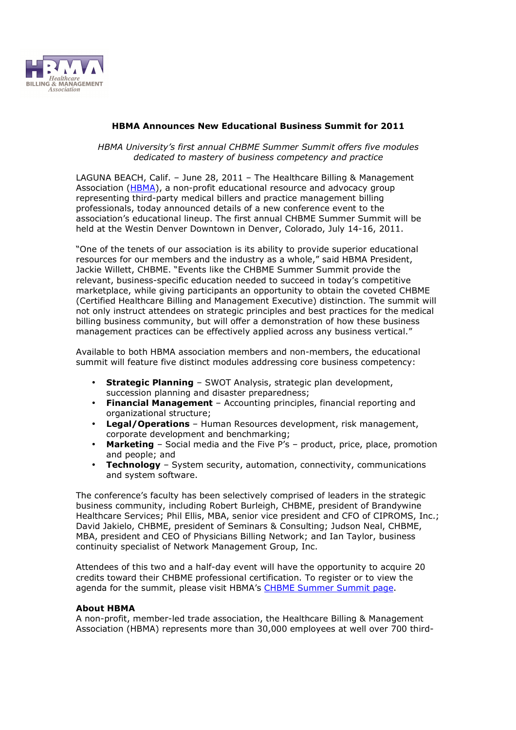# HBMA Announces New Educational Business Summit for 2011

*HBMA University's first annual CHBME Summer Summit offers five modules dedicated to mastery of business competency and practice*

LAGUNA BEACH, Calif. – June 28, 2011 – The Healthcare Billing & Management Association (HBMA), a non-profit educational resource and advocacy group representing third-party medical billers and practice management billing professionals, today announced details of a new conference event to the association's educational lineup. The first annual CHBME Summer Summit will be held at the Westin Denver Downtown in Denver, Colorado, July 14-16, 2011.

"One of the tenets of our association is its ability to provide superior educational resources for our members and the industry as a whole," said HBMA President, Jackie Willett, CHBME. "Events like the CHBME Summer Summit provide the relevant, business-specific education needed to succeed in today's competitive marketplace, while giving participants an opportunity to obtain the coveted CHBME (Certified Healthcare Billing and Management Executive) distinction. The summit will not only instruct attendees on strategic principles and best practices for the medical billing business community, but will offer a demonstration of how these business management practices can be effectively applied across any business vertical."

Available to both HBMA association members and non-members, the educational summit will feature five distinct modules addressing core business competency:

- **Strategic Planning** – SWOT Analysis, strategic plan development, succession planning and disaster preparedness;
- **Financial Management** – Accounting principles, financial reporting and organizational structure;
- **Legal/Operations** – Human Resources development, risk management, corporate development and benchmarking;
- **Marketing** – Social media and the Five P's – product, price, place, promotion and people; and
- **Technology** – System security, automation, connectivity, communications and system software.

The conference's faculty has been selectively comprised of leaders in the strategic business community, including Robert Burleigh, CHBME, president of Brandywine Healthcare Services; Phil Ellis, MBA, senior vice president and CFO of CIPROMS, Inc.; David Jakielo, CHBME, president of Seminars & Consulting; Judson Neal, CHBME, MBA, president and CEO of Physicians Billing Network; and Ian Taylor, business continuity specialist of Network Management Group, Inc.

Attendees of this two and a half-day event will have the opportunity to acquire 20 credits toward their CHBME professional certification. To register or to view the agenda for the summit, please visit HBMA's CHBME Summer Summit page.

**About HBMA**

A non-profit, member-led trade association, the Healthcare Billing & Management Association (HBMA) represents more than 30,000 employees at well over 700 third-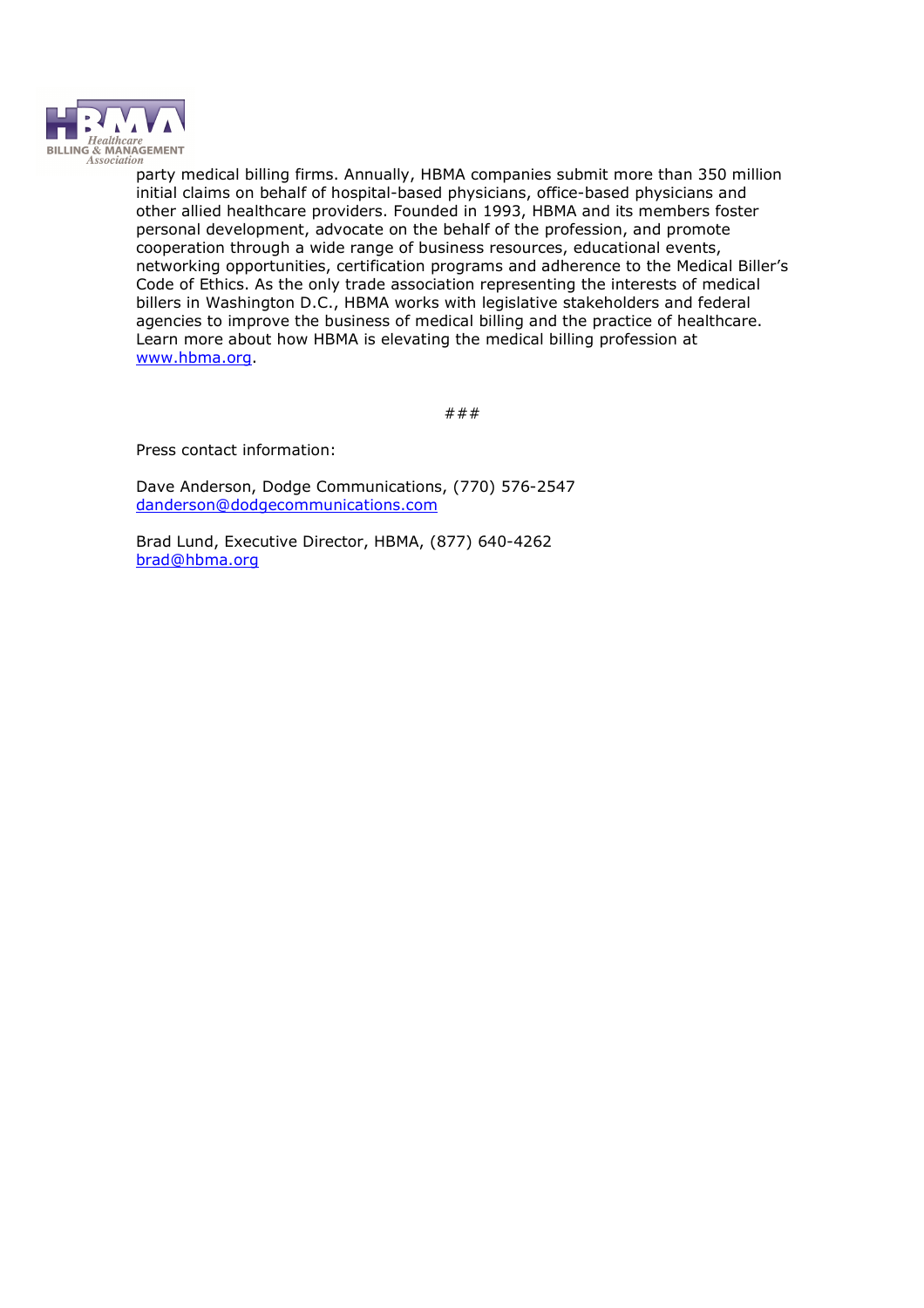party medical billing firms. Annually, HBMA companies submit more than 350 million initial claims on behalf of hospital-based physicians, office-based physicians and other allied healthcare providers. Founded in 1993, HBMA and its members foster personal development, advocate on the behalf of the profession, and promote cooperation through a wide range of business resources, educational events, networking opportunities, certification programs and adherence to the Medical Biller's Code of Ethics. As the only trade association representing the interests of medical billers in Washington D.C., HBMA works with legislative stakeholders and federal agencies to improve the business of medical billing and the practice of healthcare. Learn more about how HBMA is elevating the medical billing profession at [www.hbma.org](http://www.hbma.org).

###

Press contact information:

Dave Anderson, Dodge Communications, (770) 576-2547
[danderson@dodgecommunications.com](mailto:danderson@dodgecommunications.com)

Brad Lund, Executive Director, HBMA, (877) 640-4262
[brad@hbma.org](mailto:brad@hbma.org)